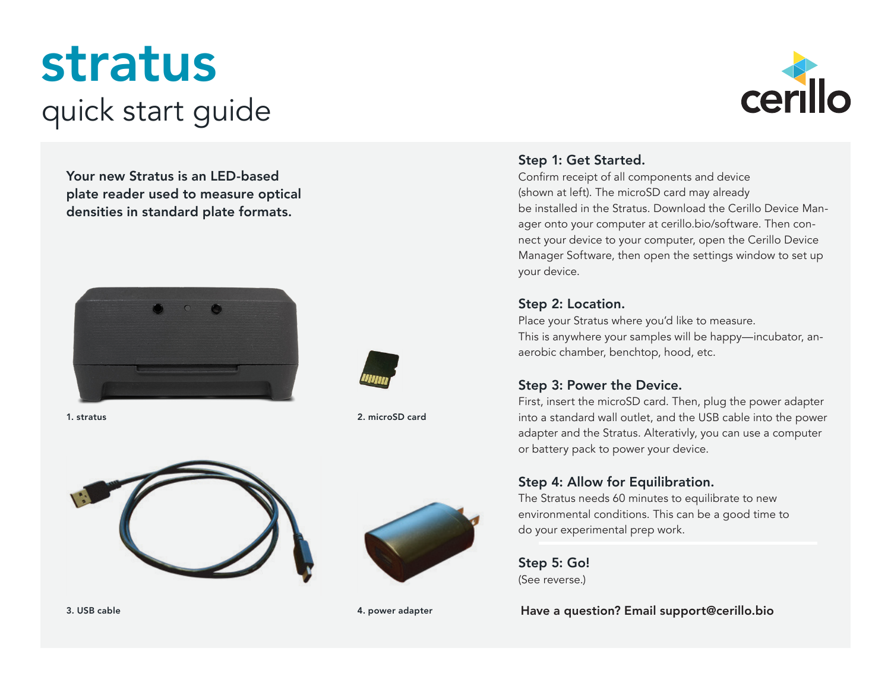# stratus

## quick start guide

cerillo

**Your new Stratus is an LED-based plate reader used to measure optical densities in standard plate formats.**

**1. stratus**

**2. microSD card**

**3. USB cable**

**4. power adapter**

### Step 1: Get Started.

Confirm receipt of all components and device (shown at left). The microSD card may already be installed in the Stratus. Download the Cerillo Device Manager onto your computer at cerillo.bio/software. Then connect your device to your computer, open the Cerillo Device Manager Software, then open the settings window to set up your device.

### Step 2: Location.

Place your Stratus where you'd like to measure. This is anywhere your samples will be happy—incubator, anaerobic chamber, benchtop, hood, etc.

### Step 3: Power the Device.

First, insert the microSD card. Then, plug the power adapter into a standard wall outlet, and the USB cable into the power adapter and the Stratus. Alterativly, you can use a computer or battery pack to power your device.

### Step 4: Allow for Equilibration.

The Stratus needs 60 minutes to equilibrate to new environmental conditions. This can be a good time to do your experimental prep work.

### Step 5: Go!

(See reverse.)

**Have a question? Email support@cerillo.bio**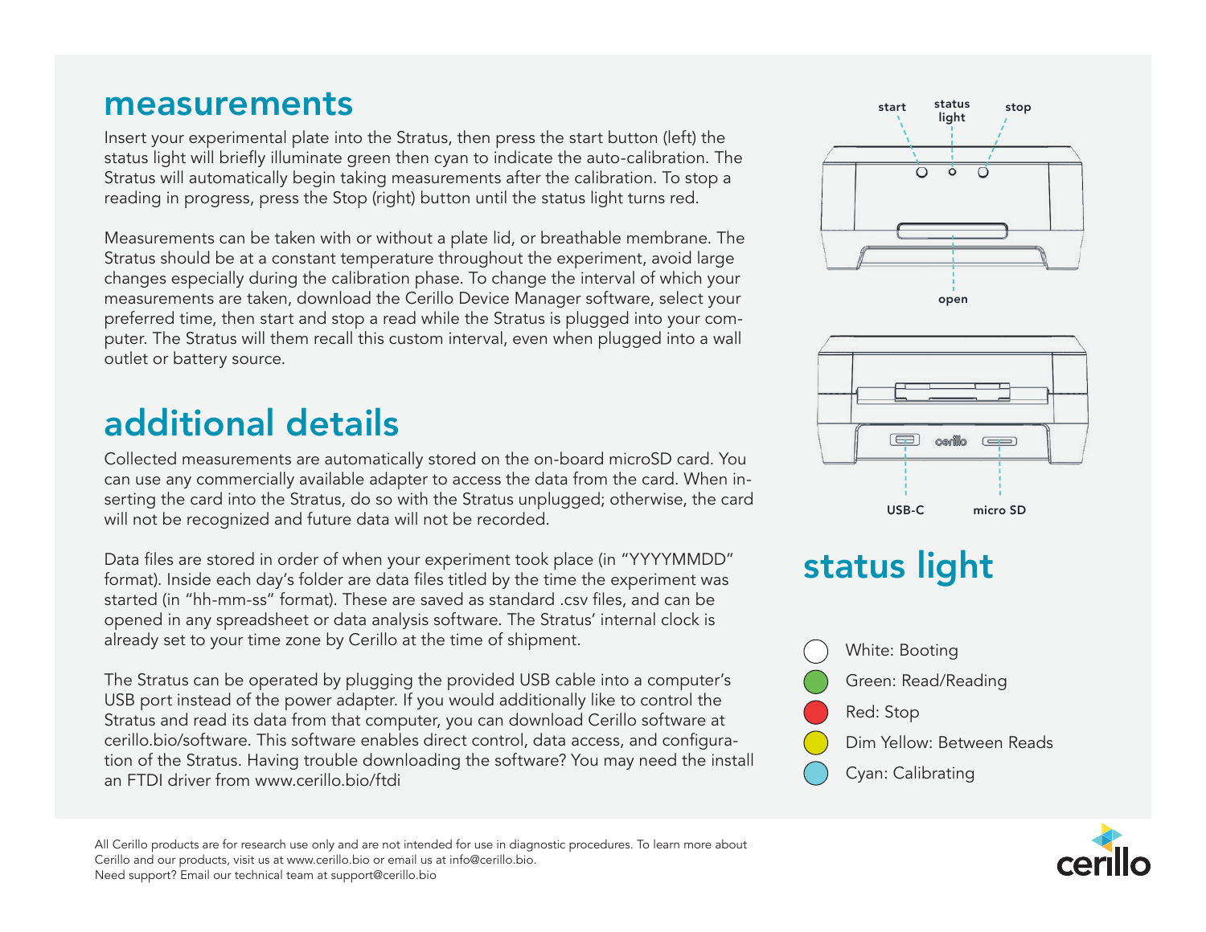## measurements

Insert your experimental plate into the Stratus, then press the start button (left) the status light will briefly illuminate green then cyan to indicate the auto-calibration. The Stratus will automatically begin taking measurements after the calibration. To stop a reading in progress, press the Stop (right) button until the status light turns red.

Measurements can be taken with or without a plate lid, or breathable membrane. The Stratus should be at a constant temperature throughout the experiment, avoid large changes especially during the calibration phase. To change the interval of which your measurements are taken, download the Cerillo Device Manager software, select your preferred time, then start and stop a read while the Stratus is plugged into your computer. The Stratus will them recall this custom interval, even when plugged into a wall outlet or battery source.

start
status light
stop
open

USB-C
micro SD

## additional details

Collected measurements are automatically stored on the on-board microSD card. You can use any commercially available adapter to access the data from the card. When inserting the card into the Stratus, do so with the Stratus unplugged; otherwise, the card will not be recognized and future data will not be recorded.

Data files are stored in order of when your experiment took place (in "YYYYMMDD" format). Inside each day's folder are data files titled by the time the experiment was started (in "hh-mm-ss" format). These are saved as standard .csv files, and can be opened in any spreadsheet or data analysis software. The Stratus' internal clock is already set to your time zone by Cerillo at the time of shipment.

The Stratus can be operated by plugging the provided USB cable into a computer's USB port instead of the power adapter. If you would additionally like to control the Stratus and read its data from that computer, you can download Cerillo software at cerillo.bio/software. This software enables direct control, data access, and configuration of the Stratus. Having trouble downloading the software? You may need the install an FTDI driver from www.cerillo.bio/ftdi

## status light

- White: Booting
- Green: Read/Reading
- Red: Stop
- Dim Yellow: Between Reads
- Cyan: Calibrating

All Cerillo products are for research use only and are not intended for use in diagnostic procedures. To learn more about Cerillo and our products, visit us at www.cerillo.bio or email us at info@cerillo.bio.
Need support? Email our technical team at support@cerillo.bio

cerillo